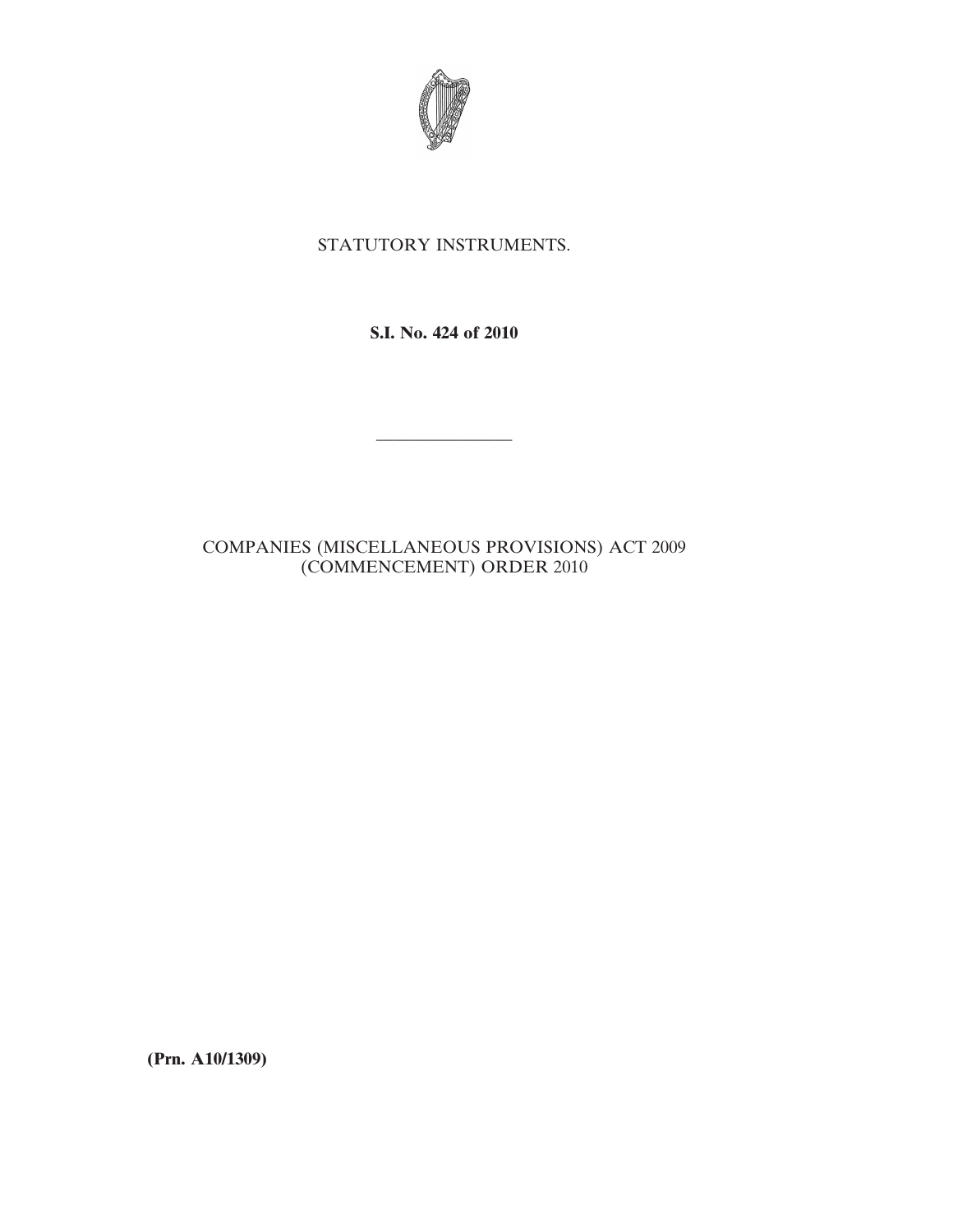STATUTORY INSTRUMENTS.

**S.I. No. 424 of 2010**

---

COMPANIES (MISCELLANEOUS PROVISIONS) ACT 2009 (COMMENCEMENT) ORDER 2010

**(Prn. A10/1309)**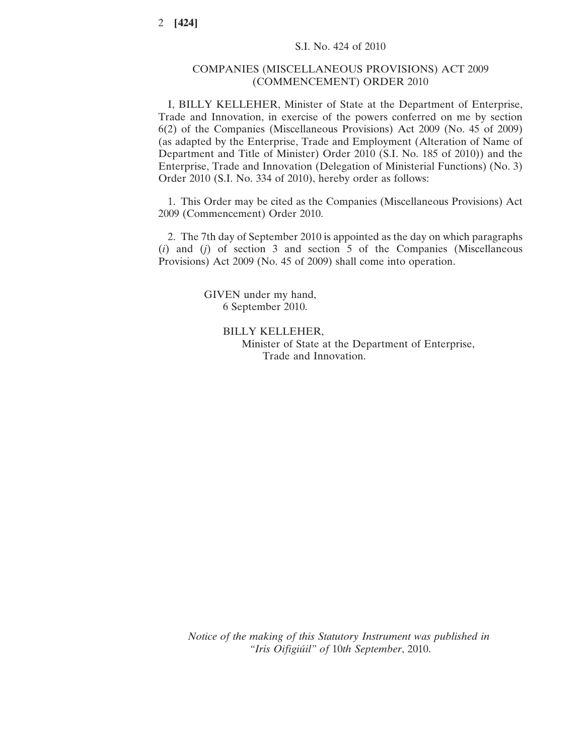S.I. No. 424 of 2010

# COMPANIES (MISCELLANEOUS PROVISIONS) ACT 2009 (COMMENCEMENT) ORDER 2010

I, BILLY KELLEHER, Minister of State at the Department of Enterprise, Trade and Innovation, in exercise of the powers conferred on me by section 6(2) of the Companies (Miscellaneous Provisions) Act 2009 (No. 45 of 2009) (as adapted by the Enterprise, Trade and Employment (Alteration of Name of Department and Title of Minister) Order 2010 (S.I. No. 185 of 2010)) and the Enterprise, Trade and Innovation (Delegation of Ministerial Functions) (No. 3) Order 2010 (S.I. No. 334 of 2010), hereby order as follows:

1. This Order may be cited as the Companies (Miscellaneous Provisions) Act 2009 (Commencement) Order 2010.

2. The 7th day of September 2010 is appointed as the day on which paragraphs (*i*) and (*j*) of section 3 and section 5 of the Companies (Miscellaneous Provisions) Act 2009 (No. 45 of 2009) shall come into operation.

GIVEN under my hand,
6 September 2010.

BILLY KELLEHER,
Minister of State at the Department of Enterprise, Trade and Innovation.

*Notice of the making of this Statutory Instrument was published in "Iris Oifigiúil" of* 10*th September*, 2010.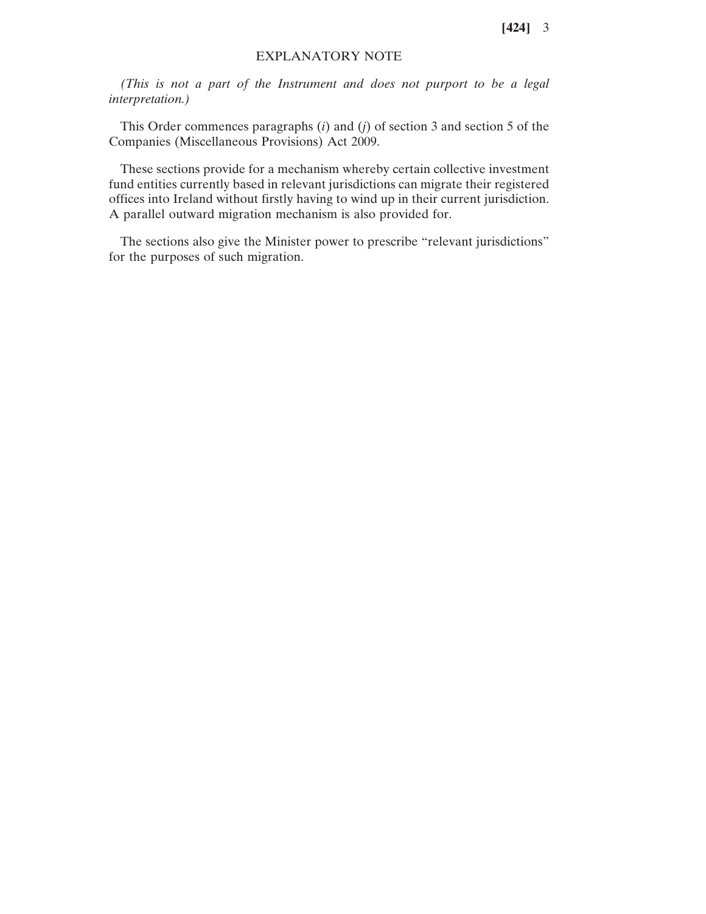## EXPLANATORY NOTE

*(This is not a part of the Instrument and does not purport to be a legal interpretation.)*

This Order commences paragraphs (*i*) and (*j*) of section 3 and section 5 of the Companies (Miscellaneous Provisions) Act 2009.

These sections provide for a mechanism whereby certain collective investment fund entities currently based in relevant jurisdictions can migrate their registered offices into Ireland without firstly having to wind up in their current jurisdiction. A parallel outward migration mechanism is also provided for.

The sections also give the Minister power to prescribe "relevant jurisdictions" for the purposes of such migration.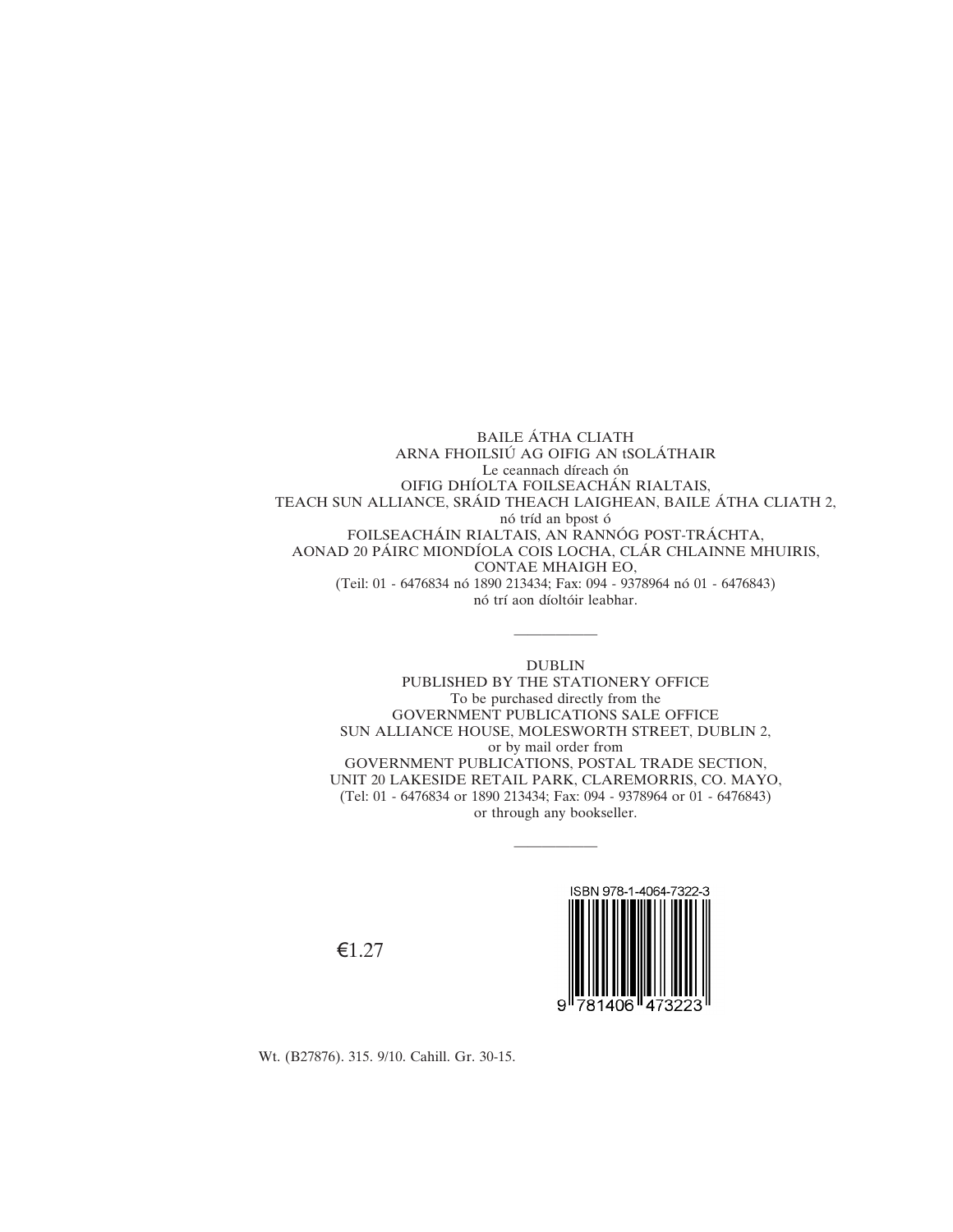BAILE ÁTHA CLIATH
ARNA FHOILSIÚ AG OIFIG AN tSOLÁTHAIR
Le ceannach díreach ón
OIFIG DHÍOLTA FOILSEACHÁN RIALTAIS,
TEACH SUN ALLIANCE, SRÁID THEACH LAIGHEAN, BAILE ÁTHA CLIATH 2,
nó tríd an bpost ó
FOILSEACHÁIN RIALTAIS, AN RANNÓG POST-TRÁCHTA,
AONAD 20 PÁIRC MIONDÍOLA COIS LOCHA, CLÁR CHLAINNE MHUIRIS,
CONTAE MHAIGH EO,
(Teil: 01 - 6476834 nó 1890 213434; Fax: 094 - 9378964 nó 01 - 6476843)
nó trí aon díoltóir leabhar.

---

DUBLIN
PUBLISHED BY THE STATIONERY OFFICE
To be purchased directly from the
GOVERNMENT PUBLICATIONS SALE OFFICE
SUN ALLIANCE HOUSE, MOLESWORTH STREET, DUBLIN 2,
or by mail order from
GOVERNMENT PUBLICATIONS, POSTAL TRADE SECTION,
UNIT 20 LAKESIDE RETAIL PARK, CLAREMORRIS, CO. MAYO,
(Tel: 01 - 6476834 or 1890 213434; Fax: 094 - 9378964 or 01 - 6476843)
or through any bookseller.

---

€1.27

ISBN 978-1-4064-7322-3

9 781406 473223

Wt. (B27876). 315. 9/10. Cahill. Gr. 30-15.